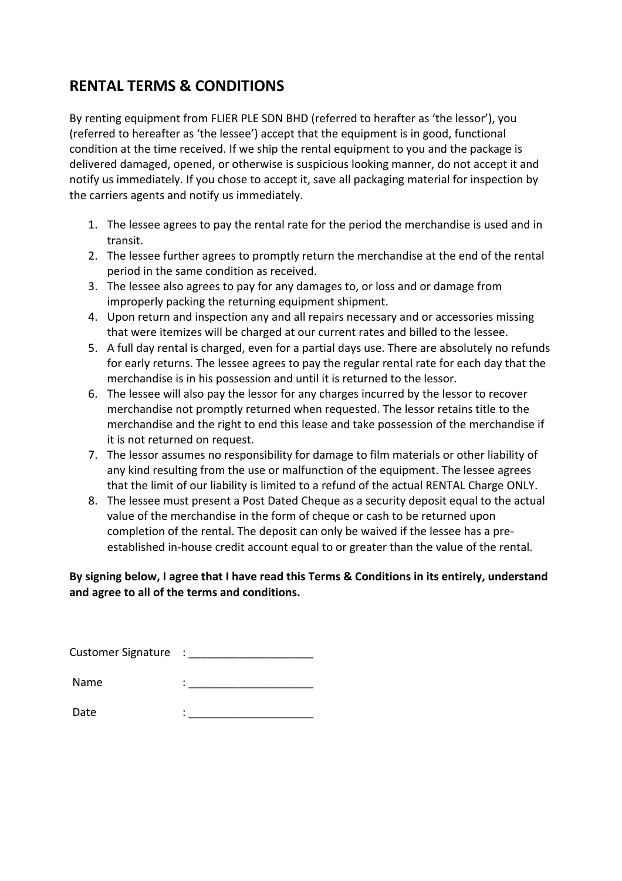## RENTAL TERMS & CONDITIONS

By renting equipment from FLIER PLE SDN BHD (referred to herafter as 'the lessor'), you (referred to hereafter as 'the lessee') accept that the equipment is in good, functional condition at the time received. If we ship the rental equipment to you and the package is delivered damaged, opened, or otherwise is suspicious looking manner, do not accept it and notify us immediately. If you chose to accept it, save all packaging material for inspection by the carriers agents and notify us immediately.

1. The lessee agrees to pay the rental rate for the period the merchandise is used and in transit.
2. The lessee further agrees to promptly return the merchandise at the end of the rental period in the same condition as received.
3. The lessee also agrees to pay for any damages to, or loss and or damage from improperly packing the returning equipment shipment.
4. Upon return and inspection any and all repairs necessary and or accessories missing that were itemizes will be charged at our current rates and billed to the lessee.
5. A full day rental is charged, even for a partial days use. There are absolutely no refunds for early returns. The lessee agrees to pay the regular rental rate for each day that the merchandise is in his possession and until it is returned to the lessor.
6. The lessee will also pay the lessor for any charges incurred by the lessor to recover merchandise not promptly returned when requested. The lessor retains title to the merchandise and the right to end this lease and take possession of the merchandise if it is not returned on request.
7. The lessor assumes no responsibility for damage to film materials or other liability of any kind resulting from the use or malfunction of the equipment. The lessee agrees that the limit of our liability is limited to a refund of the actual RENTAL Charge ONLY.
8. The lessee must present a Post Dated Cheque as a security deposit equal to the actual value of the merchandise in the form of cheque or cash to be returned upon completion of the rental. The deposit can only be waived if the lessee has a pre-established in-house credit account equal to or greater than the value of the rental.

**By signing below, I agree that I have read this Terms & Conditions in its entirely, understand and agree to all of the terms and conditions.**

Customer Signature : ____________________

Name : ____________________

Date : ____________________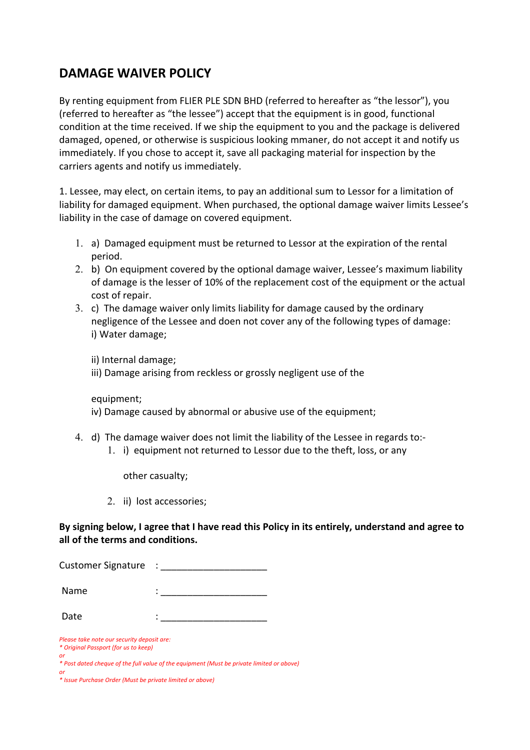# DAMAGE WAIVER POLICY

By renting equipment from FLIER PLE SDN BHD (referred to hereafter as "the lessor"), you (referred to hereafter as "the lessee") accept that the equipment is in good, functional condition at the time received. If we ship the equipment to you and the package is delivered damaged, opened, or otherwise is suspicious looking mmaner, do not accept it and notify us immediately. If you chose to accept it, save all packaging material for inspection by the carriers agents and notify us immediately.

1. Lessee, may elect, on certain items, to pay an additional sum to Lessor for a limitation of liability for damaged equipment. When purchased, the optional damage waiver limits Lessee's liability in the case of damage on covered equipment.

1. a) Damaged equipment must be returned to Lessor at the expiration of the rental period.
2. b) On equipment covered by the optional damage waiver, Lessee's maximum liability of damage is the lesser of 10% of the replacement cost of the equipment or the actual cost of repair.
3. c) The damage waiver only limits liability for damage caused by the ordinary negligence of the Lessee and doen not cover any of the following types of damage:
   i) Water damage;

   ii) Internal damage;
   iii) Damage arising from reckless or grossly negligent use of the

   equipment;
   iv) Damage caused by abnormal or abusive use of the equipment;

4. d) The damage waiver does not limit the liability of the Lessee in regards to:-
   1. i) equipment not returned to Lessor due to the theft, loss, or any

      other casualty;

   2. ii) lost accessories;

**By signing below, I agree that I have read this Policy in its entirely, understand and agree to all of the terms and conditions.**

Customer Signature : ____________________

Name : ____________________

Date : ____________________

*Please take note our security deposit are:*
*\* Original Passport (for us to keep)*
*or*
*\* Post dated cheque of the full value of the equipment (Must be private limited or above)*
*or*
*\* Issue Purchase Order (Must be private limited or above)*